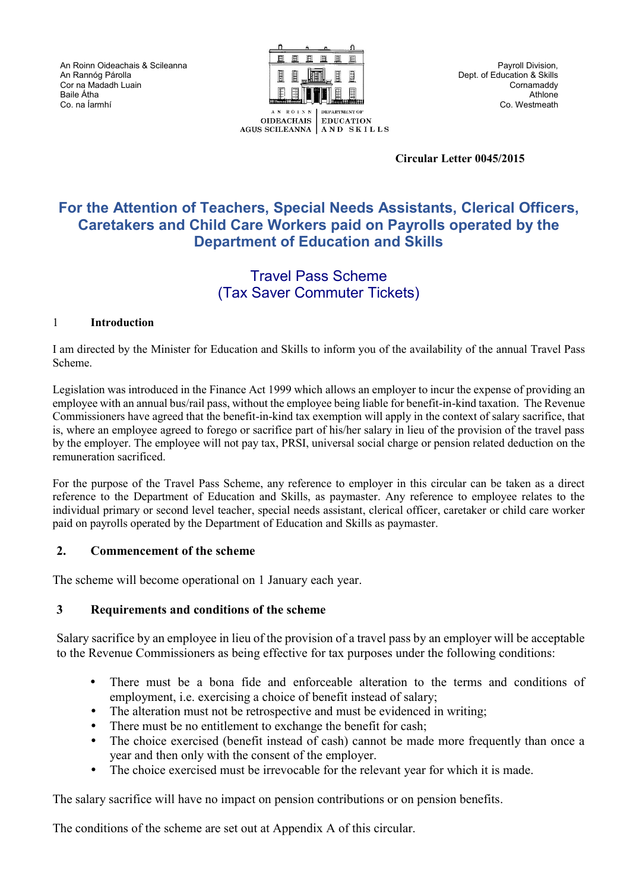An Roinn Oideachais & Scileanna
An Rannóg Párolla
Cor na Madadh Luain
Baile Átha
Co. na Íarmhí

AN ROINN OIDEACHAIS AGUS SCILEANNA | DEPARTMENT OF EDUCATION AND SKILLS

Payroll Division,
Dept. of Education & Skills
Cornamaddy
Athlone
Co. Westmeath

**Circular Letter 0045/2015**

# For the Attention of Teachers, Special Needs Assistants, Clerical Officers, Caretakers and Child Care Workers paid on Payrolls operated by the Department of Education and Skills

## Travel Pass Scheme (Tax Saver Commuter Tickets)

### 1 Introduction

I am directed by the Minister for Education and Skills to inform you of the availability of the annual Travel Pass Scheme.

Legislation was introduced in the Finance Act 1999 which allows an employer to incur the expense of providing an employee with an annual bus/rail pass, without the employee being liable for benefit-in-kind taxation. The Revenue Commissioners have agreed that the benefit-in-kind tax exemption will apply in the context of salary sacrifice, that is, where an employee agreed to forego or sacrifice part of his/her salary in lieu of the provision of the travel pass by the employer. The employee will not pay tax, PRSI, universal social charge or pension related deduction on the remuneration sacrificed.

For the purpose of the Travel Pass Scheme, any reference to employer in this circular can be taken as a direct reference to the Department of Education and Skills, as paymaster. Any reference to employee relates to the individual primary or second level teacher, special needs assistant, clerical officer, caretaker or child care worker paid on payrolls operated by the Department of Education and Skills as paymaster.

### 2. Commencement of the scheme

The scheme will become operational on 1 January each year.

### 3 Requirements and conditions of the scheme

Salary sacrifice by an employee in lieu of the provision of a travel pass by an employer will be acceptable to the Revenue Commissioners as being effective for tax purposes under the following conditions:

- There must be a bona fide and enforceable alteration to the terms and conditions of employment, i.e. exercising a choice of benefit instead of salary;
- The alteration must not be retrospective and must be evidenced in writing;
- There must be no entitlement to exchange the benefit for cash;
- The choice exercised (benefit instead of cash) cannot be made more frequently than once a year and then only with the consent of the employer.
- The choice exercised must be irrevocable for the relevant year for which it is made.

The salary sacrifice will have no impact on pension contributions or on pension benefits.

The conditions of the scheme are set out at Appendix A of this circular.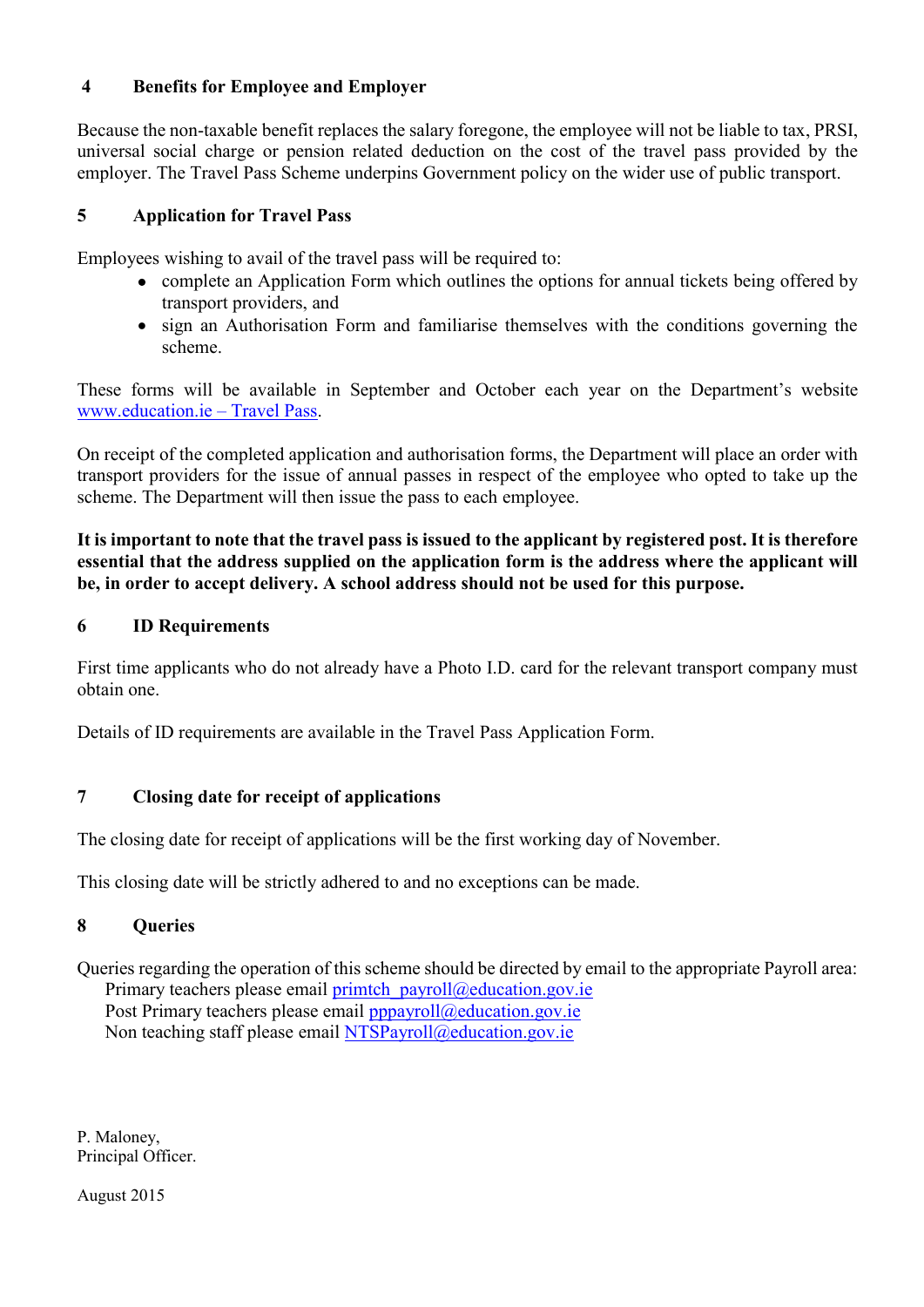## 4 Benefits for Employee and Employer

Because the non-taxable benefit replaces the salary foregone, the employee will not be liable to tax, PRSI, universal social charge or pension related deduction on the cost of the travel pass provided by the employer. The Travel Pass Scheme underpins Government policy on the wider use of public transport.

## 5 Application for Travel Pass

Employees wishing to avail of the travel pass will be required to:

- complete an Application Form which outlines the options for annual tickets being offered by transport providers, and
- sign an Authorisation Form and familiarise themselves with the conditions governing the scheme.

These forms will be available in September and October each year on the Department's website [www.education.ie – Travel Pass](www.education.ie).

On receipt of the completed application and authorisation forms, the Department will place an order with transport providers for the issue of annual passes in respect of the employee who opted to take up the scheme. The Department will then issue the pass to each employee.

**It is important to note that the travel pass is issued to the applicant by registered post. It is therefore essential that the address supplied on the application form is the address where the applicant will be, in order to accept delivery. A school address should not be used for this purpose.**

## 6 ID Requirements

First time applicants who do not already have a Photo I.D. card for the relevant transport company must obtain one.

Details of ID requirements are available in the Travel Pass Application Form.

## 7 Closing date for receipt of applications

The closing date for receipt of applications will be the first working day of November.

This closing date will be strictly adhered to and no exceptions can be made.

## 8 Queries

Queries regarding the operation of this scheme should be directed by email to the appropriate Payroll area:

Primary teachers please email primtch_payroll@education.gov.ie
Post Primary teachers please email pppayroll@education.gov.ie
Non teaching staff please email NTSPayroll@education.gov.ie

P. Maloney,
Principal Officer.

August 2015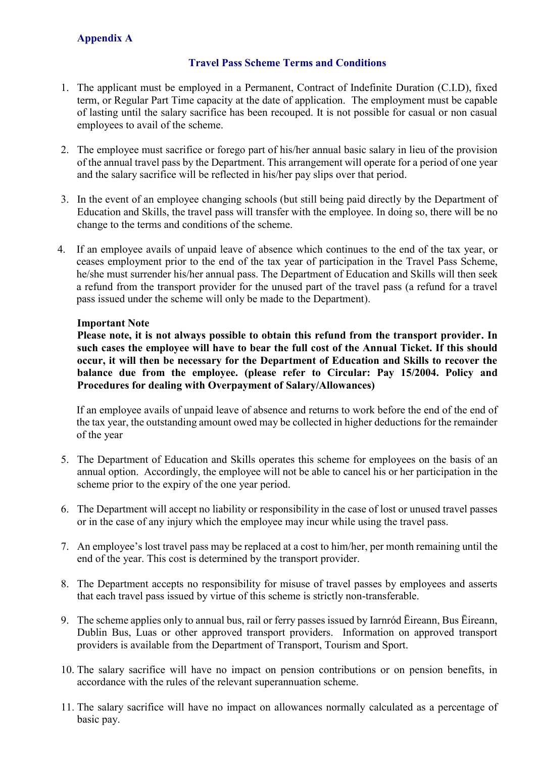## Appendix A

### Travel Pass Scheme Terms and Conditions

1. The applicant must be employed in a Permanent, Contract of Indefinite Duration (C.I.D), fixed term, or Regular Part Time capacity at the date of application. The employment must be capable of lasting until the salary sacrifice has been recouped. It is not possible for casual or non casual employees to avail of the scheme.

2. The employee must sacrifice or forego part of his/her annual basic salary in lieu of the provision of the annual travel pass by the Department. This arrangement will operate for a period of one year and the salary sacrifice will be reflected in his/her pay slips over that period.

3. In the event of an employee changing schools (but still being paid directly by the Department of Education and Skills, the travel pass will transfer with the employee. In doing so, there will be no change to the terms and conditions of the scheme.

4. If an employee avails of unpaid leave of absence which continues to the end of the tax year, or ceases employment prior to the end of the tax year of participation in the Travel Pass Scheme, he/she must surrender his/her annual pass. The Department of Education and Skills will then seek a refund from the transport provider for the unused part of the travel pass (a refund for a travel pass issued under the scheme will only be made to the Department).

   **Important Note**
   **Please note, it is not always possible to obtain this refund from the transport provider. In such cases the employee will have to bear the full cost of the Annual Ticket. If this should occur, it will then be necessary for the Department of Education and Skills to recover the balance due from the employee. (please refer to Circular: Pay 15/2004. Policy and Procedures for dealing with Overpayment of Salary/Allowances)**

   If an employee avails of unpaid leave of absence and returns to work before the end of the end of the tax year, the outstanding amount owed may be collected in higher deductions for the remainder of the year

5. The Department of Education and Skills operates this scheme for employees on the basis of an annual option. Accordingly, the employee will not be able to cancel his or her participation in the scheme prior to the expiry of the one year period.

6. The Department will accept no liability or responsibility in the case of lost or unused travel passes or in the case of any injury which the employee may incur while using the travel pass.

7. An employee's lost travel pass may be replaced at a cost to him/her, per month remaining until the end of the year. This cost is determined by the transport provider.

8. The Department accepts no responsibility for misuse of travel passes by employees and asserts that each travel pass issued by virtue of this scheme is strictly non-transferable.

9. The scheme applies only to annual bus, rail or ferry passes issued by Iarnród Ēireann, Bus Ēireann, Dublin Bus, Luas or other approved transport providers. Information on approved transport providers is available from the Department of Transport, Tourism and Sport.

10. The salary sacrifice will have no impact on pension contributions or on pension benefits, in accordance with the rules of the relevant superannuation scheme.

11. The salary sacrifice will have no impact on allowances normally calculated as a percentage of basic pay.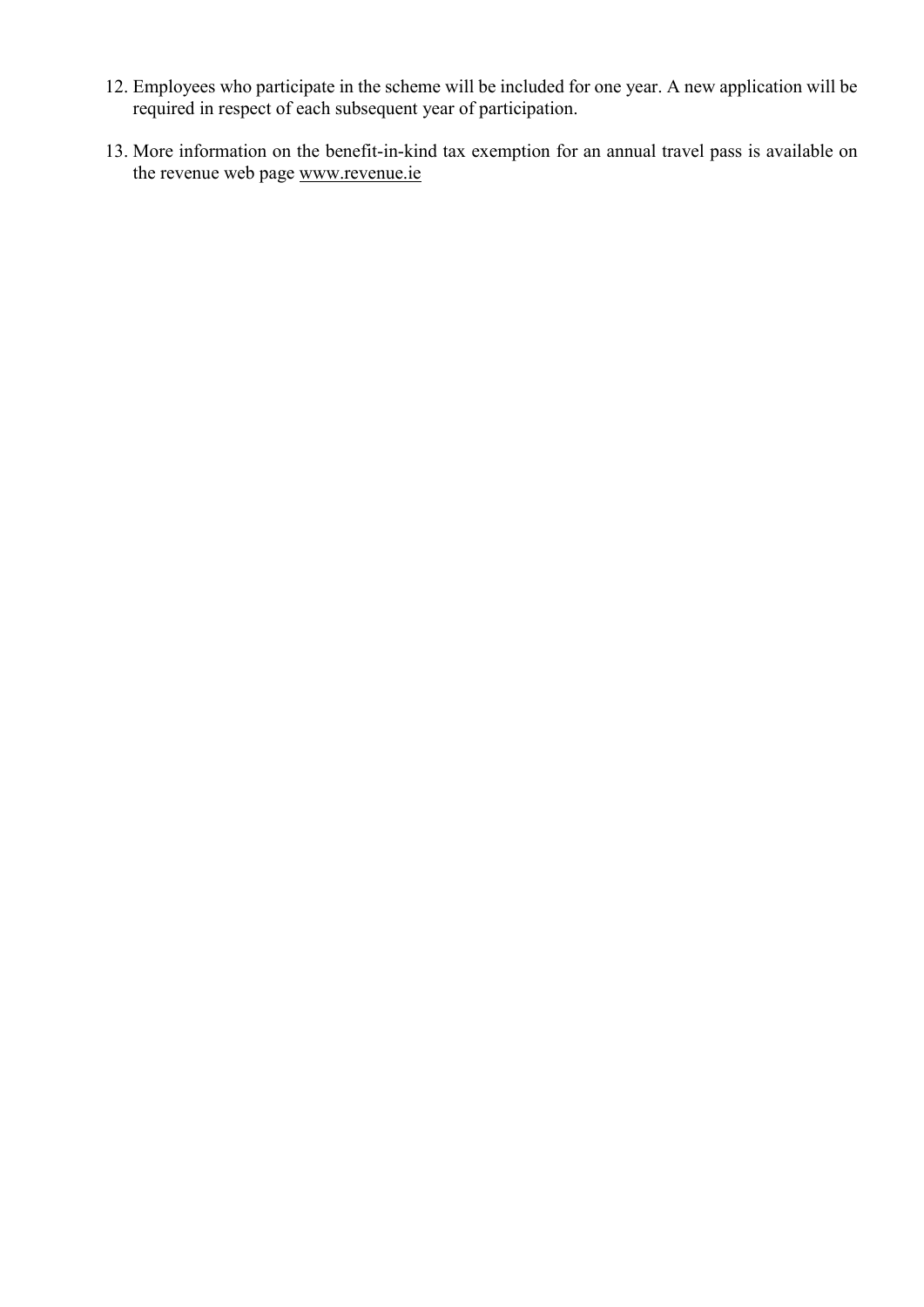12. Employees who participate in the scheme will be included for one year. A new application will be required in respect of each subsequent year of participation.

13. More information on the benefit-in-kind tax exemption for an annual travel pass is available on the revenue web page www.revenue.ie